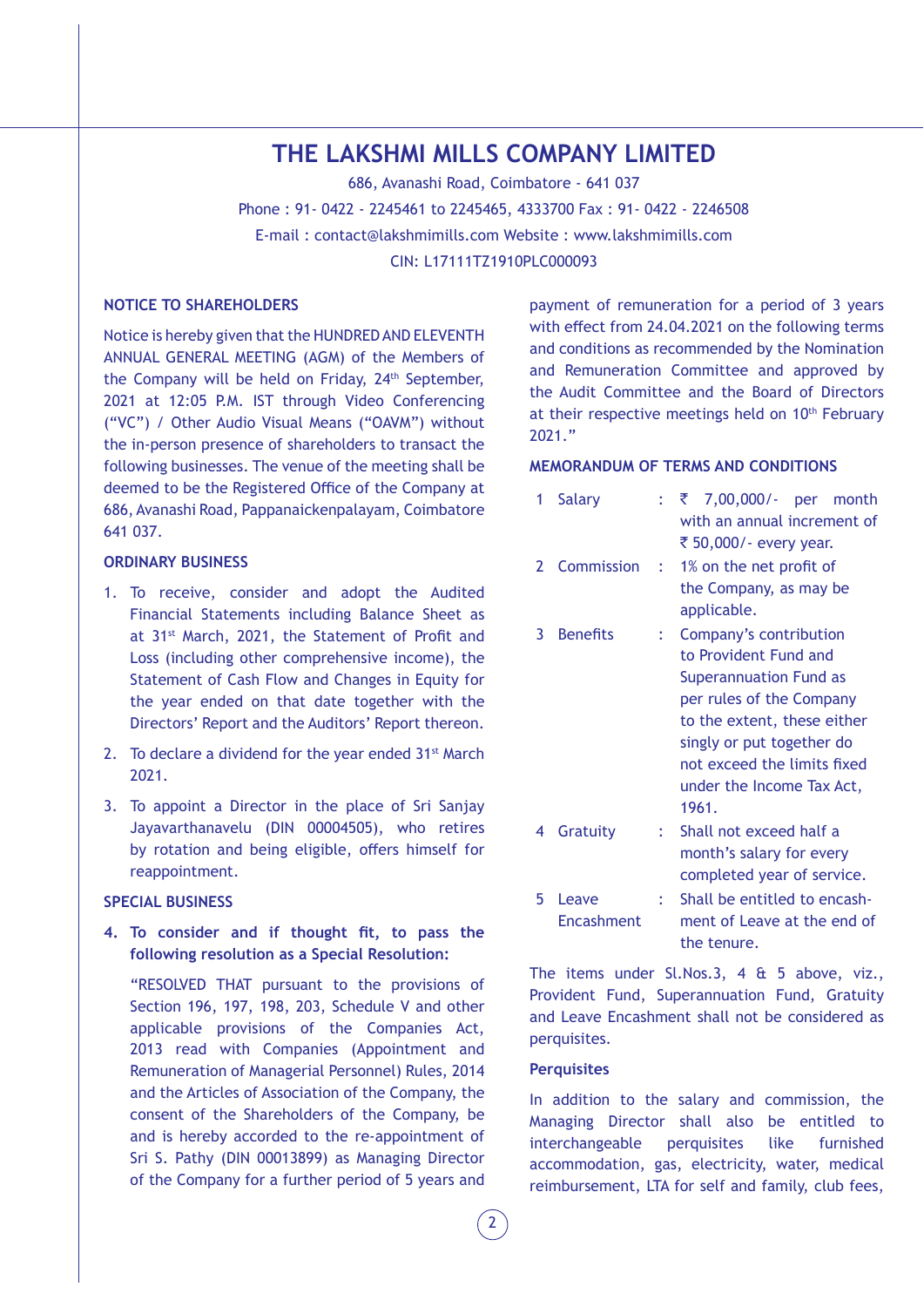# THE LAKSHMI MILLS COMPANY LIMITED

686, Avanashi Road, Coimbatore - 641 037

Phone : 91- 0422 - 2245461 to 2245465, 4333700 Fax : 91- 0422 - 2246508

E-mail : contact@lakshmimills.com Website : www.lakshmimills.com

CIN: L17111TZ1910PLC000093

## NOTICE TO SHAREHOLDERS

Notice is hereby given that the HUNDRED AND ELEVENTH ANNUAL GENERAL MEETING (AGM) of the Members of the Company will be held on Friday, 24th September, 2021 at 12:05 P.M. IST through Video Conferencing ("VC") / Other Audio Visual Means ("OAVM") without the in-person presence of shareholders to transact the following businesses. The venue of the meeting shall be deemed to be the Registered Office of the Company at 686, Avanashi Road, Pappanaickenpalayam, Coimbatore 641 037.

## ORDINARY BUSINESS

1. To receive, consider and adopt the Audited Financial Statements including Balance Sheet as at 31st March, 2021, the Statement of Profit and Loss (including other comprehensive income), the Statement of Cash Flow and Changes in Equity for the year ended on that date together with the Directors' Report and the Auditors' Report thereon.
2. To declare a dividend for the year ended 31st March 2021.
3. To appoint a Director in the place of Sri Sanjay Jayavarthanavelu (DIN 00004505), who retires by rotation and being eligible, offers himself for reappointment.

## SPECIAL BUSINESS

4. **To consider and if thought fit, to pass the following resolution as a Special Resolution:**

   "RESOLVED THAT pursuant to the provisions of Section 196, 197, 198, 203, Schedule V and other applicable provisions of the Companies Act, 2013 read with Companies (Appointment and Remuneration of Managerial Personnel) Rules, 2014 and the Articles of Association of the Company, the consent of the Shareholders of the Company, be and is hereby accorded to the re-appointment of Sri S. Pathy (DIN 00013899) as Managing Director of the Company for a further period of 5 years and payment of remuneration for a period of 3 years with effect from 24.04.2021 on the following terms and conditions as recommended by the Nomination and Remuneration Committee and approved by the Audit Committee and the Board of Directors at their respective meetings held on 10th February 2021."

## MEMORANDUM OF TERMS AND CONDITIONS

| | | | |
|---|---|---|---|
| 1 | Salary | : | ₹ 7,00,000/- per month with an annual increment of ₹ 50,000/- every year. |
| 2 | Commission | : | 1% on the net profit of the Company, as may be applicable. |
| 3 | Benefits | : | Company's contribution to Provident Fund and Superannuation Fund as per rules of the Company to the extent, these either singly or put together do not exceed the limits fixed under the Income Tax Act, 1961. |
| 4 | Gratuity | : | Shall not exceed half a month's salary for every completed year of service. |
| 5 | Leave Encashment | : | Shall be entitled to encashment of Leave at the end of the tenure. |

The items under Sl.Nos.3, 4 & 5 above, viz., Provident Fund, Superannuation Fund, Gratuity and Leave Encashment shall not be considered as perquisites.

### Perquisites

In addition to the salary and commission, the Managing Director shall also be entitled to interchangeable perquisites like furnished accommodation, gas, electricity, water, medical reimbursement, LTA for self and family, club fees,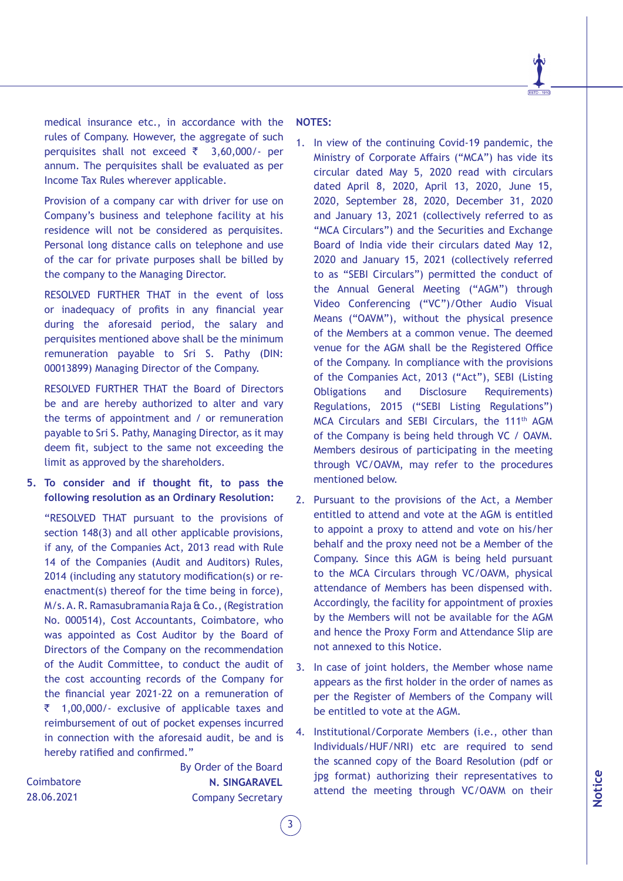medical insurance etc., in accordance with the rules of Company. However, the aggregate of such perquisites shall not exceed ₹ 3,60,000/- per annum. The perquisites shall be evaluated as per Income Tax Rules wherever applicable.

Provision of a company car with driver for use on Company's business and telephone facility at his residence will not be considered as perquisites. Personal long distance calls on telephone and use of the car for private purposes shall be billed by the company to the Managing Director.

RESOLVED FURTHER THAT in the event of loss or inadequacy of profits in any financial year during the aforesaid period, the salary and perquisites mentioned above shall be the minimum remuneration payable to Sri S. Pathy (DIN: 00013899) Managing Director of the Company.

RESOLVED FURTHER THAT the Board of Directors be and are hereby authorized to alter and vary the terms of appointment and / or remuneration payable to Sri S. Pathy, Managing Director, as it may deem fit, subject to the same not exceeding the limit as approved by the shareholders.

5. **To consider and if thought fit, to pass the following resolution as an Ordinary Resolution:**

"RESOLVED THAT pursuant to the provisions of section 148(3) and all other applicable provisions, if any, of the Companies Act, 2013 read with Rule 14 of the Companies (Audit and Auditors) Rules, 2014 (including any statutory modification(s) or re-enactment(s) thereof for the time being in force), M/s. A. R. Ramasubramania Raja & Co., (Registration No. 000514), Cost Accountants, Coimbatore, who was appointed as Cost Auditor by the Board of Directors of the Company on the recommendation of the Audit Committee, to conduct the audit of the cost accounting records of the Company for the financial year 2021-22 on a remuneration of ₹ 1,00,000/- exclusive of applicable taxes and reimbursement of out of pocket expenses incurred in connection with the aforesaid audit, be and is hereby ratified and confirmed."

By Order of the Board
**N. SINGARAVEL**
Company Secretary

Coimbatore
28.06.2021

**NOTES:**

1. In view of the continuing Covid-19 pandemic, the Ministry of Corporate Affairs ("MCA") has vide its circular dated May 5, 2020 read with circulars dated April 8, 2020, April 13, 2020, June 15, 2020, September 28, 2020, December 31, 2020 and January 13, 2021 (collectively referred to as "MCA Circulars") and the Securities and Exchange Board of India vide their circulars dated May 12, 2020 and January 15, 2021 (collectively referred to as "SEBI Circulars") permitted the conduct of the Annual General Meeting ("AGM") through Video Conferencing ("VC")/Other Audio Visual Means ("OAVM"), without the physical presence of the Members at a common venue. The deemed venue for the AGM shall be the Registered Office of the Company. In compliance with the provisions of the Companies Act, 2013 ("Act"), SEBI (Listing Obligations and Disclosure Requirements) Regulations, 2015 ("SEBI Listing Regulations") MCA Circulars and SEBI Circulars, the 111th AGM of the Company is being held through VC / OAVM. Members desirous of participating in the meeting through VC/OAVM, may refer to the procedures mentioned below.

2. Pursuant to the provisions of the Act, a Member entitled to attend and vote at the AGM is entitled to appoint a proxy to attend and vote on his/her behalf and the proxy need not be a Member of the Company. Since this AGM is being held pursuant to the MCA Circulars through VC/OAVM, physical attendance of Members has been dispensed with. Accordingly, the facility for appointment of proxies by the Members will not be available for the AGM and hence the Proxy Form and Attendance Slip are not annexed to this Notice.

3. In case of joint holders, the Member whose name appears as the first holder in the order of names as per the Register of Members of the Company will be entitled to vote at the AGM.

4. Institutional/Corporate Members (i.e., other than Individuals/HUF/NRI) etc are required to send the scanned copy of the Board Resolution (pdf or jpg format) authorizing their representatives to attend the meeting through VC/OAVM on their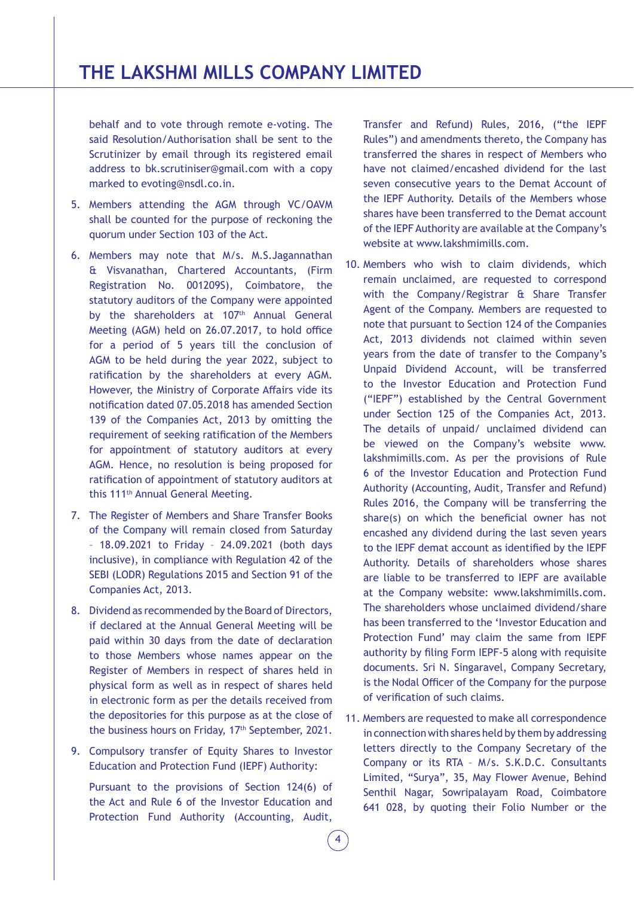behalf and to vote through remote e-voting. The said Resolution/Authorisation shall be sent to the Scrutinizer by email through its registered email address to bk.scrutiniser@gmail.com with a copy marked to evoting@nsdl.co.in.

5. Members attending the AGM through VC/OAVM shall be counted for the purpose of reckoning the quorum under Section 103 of the Act.

6. Members may note that M/s. M.S.Jagannathan & Visvanathan, Chartered Accountants, (Firm Registration No. 001209S), Coimbatore, the statutory auditors of the Company were appointed by the shareholders at 107th Annual General Meeting (AGM) held on 26.07.2017, to hold office for a period of 5 years till the conclusion of AGM to be held during the year 2022, subject to ratification by the shareholders at every AGM. However, the Ministry of Corporate Affairs vide its notification dated 07.05.2018 has amended Section 139 of the Companies Act, 2013 by omitting the requirement of seeking ratification of the Members for appointment of statutory auditors at every AGM. Hence, no resolution is being proposed for ratification of appointment of statutory auditors at this 111th Annual General Meeting.

7. The Register of Members and Share Transfer Books of the Company will remain closed from Saturday – 18.09.2021 to Friday – 24.09.2021 (both days inclusive), in compliance with Regulation 42 of the SEBI (LODR) Regulations 2015 and Section 91 of the Companies Act, 2013.

8. Dividend as recommended by the Board of Directors, if declared at the Annual General Meeting will be paid within 30 days from the date of declaration to those Members whose names appear on the Register of Members in respect of shares held in physical form as well as in respect of shares held in electronic form as per the details received from the depositories for this purpose as at the close of the business hours on Friday, 17th September, 2021.

9. Compulsory transfer of Equity Shares to Investor Education and Protection Fund (IEPF) Authority:

   Pursuant to the provisions of Section 124(6) of the Act and Rule 6 of the Investor Education and Protection Fund Authority (Accounting, Audit, Transfer and Refund) Rules, 2016, ("the IEPF Rules") and amendments thereto, the Company has transferred the shares in respect of Members who have not claimed/encashed dividend for the last seven consecutive years to the Demat Account of the IEPF Authority. Details of the Members whose shares have been transferred to the Demat account of the IEPF Authority are available at the Company's website at www.lakshmimills.com.

10. Members who wish to claim dividends, which remain unclaimed, are requested to correspond with the Company/Registrar & Share Transfer Agent of the Company. Members are requested to note that pursuant to Section 124 of the Companies Act, 2013 dividends not claimed within seven years from the date of transfer to the Company's Unpaid Dividend Account, will be transferred to the Investor Education and Protection Fund ("IEPF") established by the Central Government under Section 125 of the Companies Act, 2013. The details of unpaid/ unclaimed dividend can be viewed on the Company's website www.lakshmimills.com. As per the provisions of Rule 6 of the Investor Education and Protection Fund Authority (Accounting, Audit, Transfer and Refund) Rules 2016, the Company will be transferring the share(s) on which the beneficial owner has not encashed any dividend during the last seven years to the IEPF demat account as identified by the IEPF Authority. Details of shareholders whose shares are liable to be transferred to IEPF are available at the Company website: www.lakshmimills.com. The shareholders whose unclaimed dividend/share has been transferred to the 'Investor Education and Protection Fund' may claim the same from IEPF authority by filing Form IEPF-5 along with requisite documents. Sri N. Singaravel, Company Secretary, is the Nodal Officer of the Company for the purpose of verification of such claims.

11. Members are requested to make all correspondence in connection with shares held by them by addressing letters directly to the Company Secretary of the Company or its RTA – M/s. S.K.D.C. Consultants Limited, "Surya", 35, May Flower Avenue, Behind Senthil Nagar, Sowripalayam Road, Coimbatore 641 028, by quoting their Folio Number or the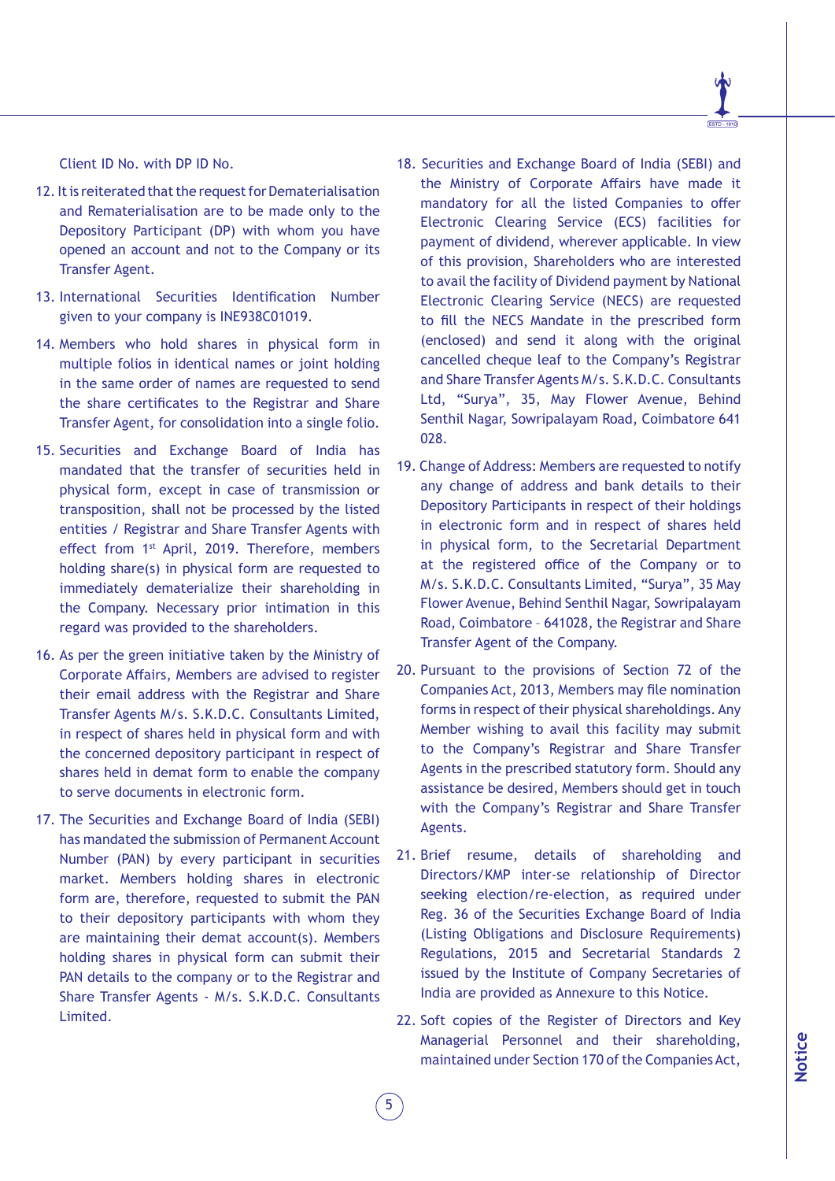Client ID No. with DP ID No.

12. It is reiterated that the request for Dematerialisation and Rematerialisation are to be made only to the Depository Participant (DP) with whom you have opened an account and not to the Company or its Transfer Agent.

13. International Securities Identification Number given to your company is INE938C01019.

14. Members who hold shares in physical form in multiple folios in identical names or joint holding in the same order of names are requested to send the share certificates to the Registrar and Share Transfer Agent, for consolidation into a single folio.

15. Securities and Exchange Board of India has mandated that the transfer of securities held in physical form, except in case of transmission or transposition, shall not be processed by the listed entities / Registrar and Share Transfer Agents with effect from 1st April, 2019. Therefore, members holding share(s) in physical form are requested to immediately dematerialize their shareholding in the Company. Necessary prior intimation in this regard was provided to the shareholders.

16. As per the green initiative taken by the Ministry of Corporate Affairs, Members are advised to register their email address with the Registrar and Share Transfer Agents M/s. S.K.D.C. Consultants Limited, in respect of shares held in physical form and with the concerned depository participant in respect of shares held in demat form to enable the company to serve documents in electronic form.

17. The Securities and Exchange Board of India (SEBI) has mandated the submission of Permanent Account Number (PAN) by every participant in securities market. Members holding shares in electronic form are, therefore, requested to submit the PAN to their depository participants with whom they are maintaining their demat account(s). Members holding shares in physical form can submit their PAN details to the company or to the Registrar and Share Transfer Agents - M/s. S.K.D.C. Consultants Limited.

18. Securities and Exchange Board of India (SEBI) and the Ministry of Corporate Affairs have made it mandatory for all the listed Companies to offer Electronic Clearing Service (ECS) facilities for payment of dividend, wherever applicable. In view of this provision, Shareholders who are interested to avail the facility of Dividend payment by National Electronic Clearing Service (NECS) are requested to fill the NECS Mandate in the prescribed form (enclosed) and send it along with the original cancelled cheque leaf to the Company's Registrar and Share Transfer Agents M/s. S.K.D.C. Consultants Ltd, "Surya", 35, May Flower Avenue, Behind Senthil Nagar, Sowripalayam Road, Coimbatore 641 028.

19. Change of Address: Members are requested to notify any change of address and bank details to their Depository Participants in respect of their holdings in electronic form and in respect of shares held in physical form, to the Secretarial Department at the registered office of the Company or to M/s. S.K.D.C. Consultants Limited, "Surya", 35 May Flower Avenue, Behind Senthil Nagar, Sowripalayam Road, Coimbatore – 641028, the Registrar and Share Transfer Agent of the Company.

20. Pursuant to the provisions of Section 72 of the Companies Act, 2013, Members may file nomination forms in respect of their physical shareholdings. Any Member wishing to avail this facility may submit to the Company's Registrar and Share Transfer Agents in the prescribed statutory form. Should any assistance be desired, Members should get in touch with the Company's Registrar and Share Transfer Agents.

21. Brief resume, details of shareholding and Directors/KMP inter-se relationship of Director seeking election/re-election, as required under Reg. 36 of the Securities Exchange Board of India (Listing Obligations and Disclosure Requirements) Regulations, 2015 and Secretarial Standards 2 issued by the Institute of Company Secretaries of India are provided as Annexure to this Notice.

22. Soft copies of the Register of Directors and Key Managerial Personnel and their shareholding, maintained under Section 170 of the Companies Act,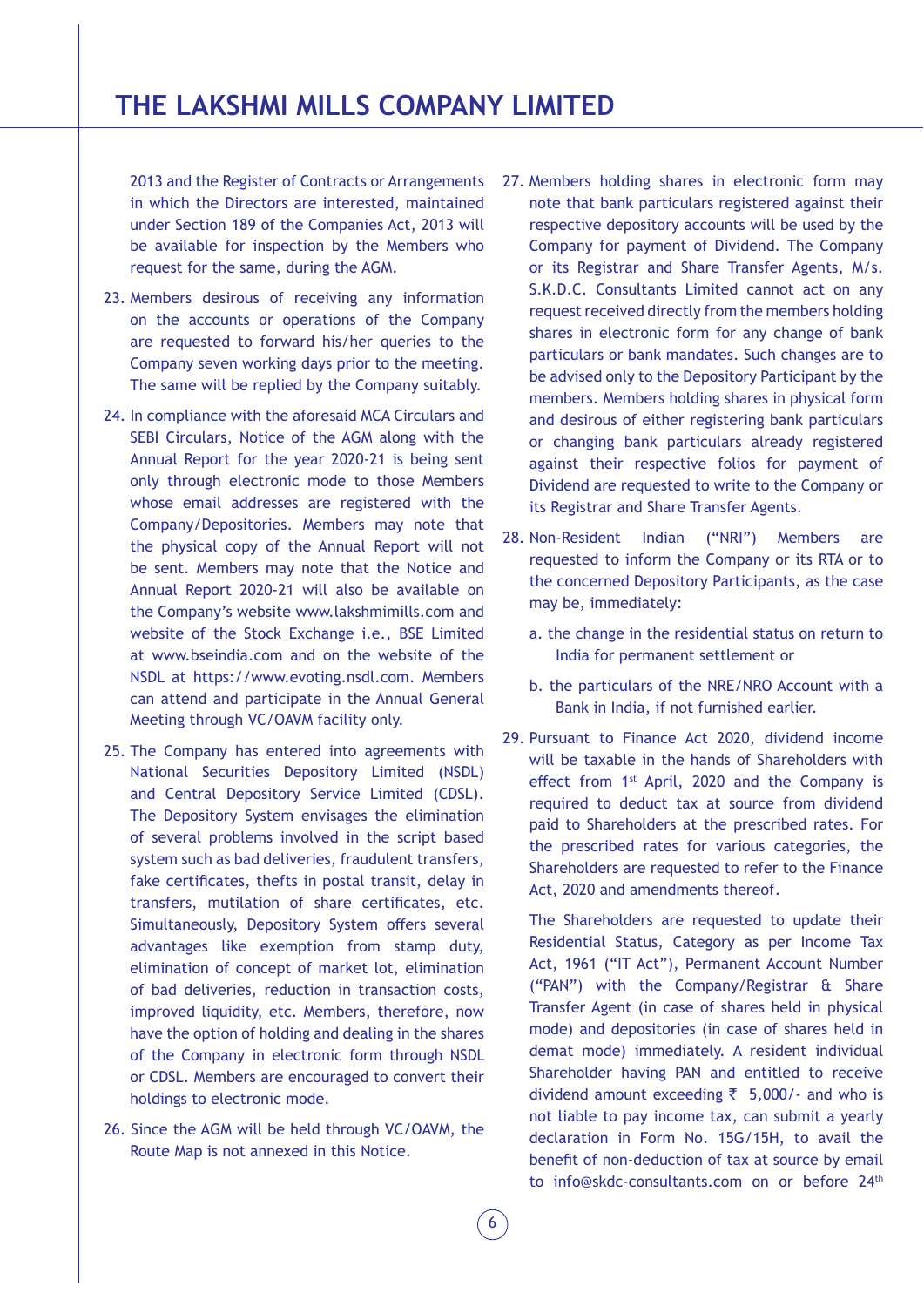2013 and the Register of Contracts or Arrangements in which the Directors are interested, maintained under Section 189 of the Companies Act, 2013 will be available for inspection by the Members who request for the same, during the AGM.

23. Members desirous of receiving any information on the accounts or operations of the Company are requested to forward his/her queries to the Company seven working days prior to the meeting. The same will be replied by the Company suitably.

24. In compliance with the aforesaid MCA Circulars and SEBI Circulars, Notice of the AGM along with the Annual Report for the year 2020-21 is being sent only through electronic mode to those Members whose email addresses are registered with the Company/Depositories. Members may note that the physical copy of the Annual Report will not be sent. Members may note that the Notice and Annual Report 2020-21 will also be available on the Company's website www.lakshmimills.com and website of the Stock Exchange i.e., BSE Limited at www.bseindia.com and on the website of the NSDL at https://www.evoting.nsdl.com. Members can attend and participate in the Annual General Meeting through VC/OAVM facility only.

25. The Company has entered into agreements with National Securities Depository Limited (NSDL) and Central Depository Service Limited (CDSL). The Depository System envisages the elimination of several problems involved in the script based system such as bad deliveries, fraudulent transfers, fake certificates, thefts in postal transit, delay in transfers, mutilation of share certificates, etc. Simultaneously, Depository System offers several advantages like exemption from stamp duty, elimination of concept of market lot, elimination of bad deliveries, reduction in transaction costs, improved liquidity, etc. Members, therefore, now have the option of holding and dealing in the shares of the Company in electronic form through NSDL or CDSL. Members are encouraged to convert their holdings to electronic mode.

26. Since the AGM will be held through VC/OAVM, the Route Map is not annexed in this Notice.

27. Members holding shares in electronic form may note that bank particulars registered against their respective depository accounts will be used by the Company for payment of Dividend. The Company or its Registrar and Share Transfer Agents, M/s. S.K.D.C. Consultants Limited cannot act on any request received directly from the members holding shares in electronic form for any change of bank particulars or bank mandates. Such changes are to be advised only to the Depository Participant by the members. Members holding shares in physical form and desirous of either registering bank particulars or changing bank particulars already registered against their respective folios for payment of Dividend are requested to write to the Company or its Registrar and Share Transfer Agents.

28. Non-Resident Indian ("NRI") Members are requested to inform the Company or its RTA or to the concerned Depository Participants, as the case may be, immediately:

    a. the change in the residential status on return to India for permanent settlement or

    b. the particulars of the NRE/NRO Account with a Bank in India, if not furnished earlier.

29. Pursuant to Finance Act 2020, dividend income will be taxable in the hands of Shareholders with effect from 1st April, 2020 and the Company is required to deduct tax at source from dividend paid to Shareholders at the prescribed rates. For the prescribed rates for various categories, the Shareholders are requested to refer to the Finance Act, 2020 and amendments thereof.

    The Shareholders are requested to update their Residential Status, Category as per Income Tax Act, 1961 ("IT Act"), Permanent Account Number ("PAN") with the Company/Registrar & Share Transfer Agent (in case of shares held in physical mode) and depositories (in case of shares held in demat mode) immediately. A resident individual Shareholder having PAN and entitled to receive dividend amount exceeding ₹ 5,000/- and who is not liable to pay income tax, can submit a yearly declaration in Form No. 15G/15H, to avail the benefit of non-deduction of tax at source by email to info@skdc-consultants.com on or before 24th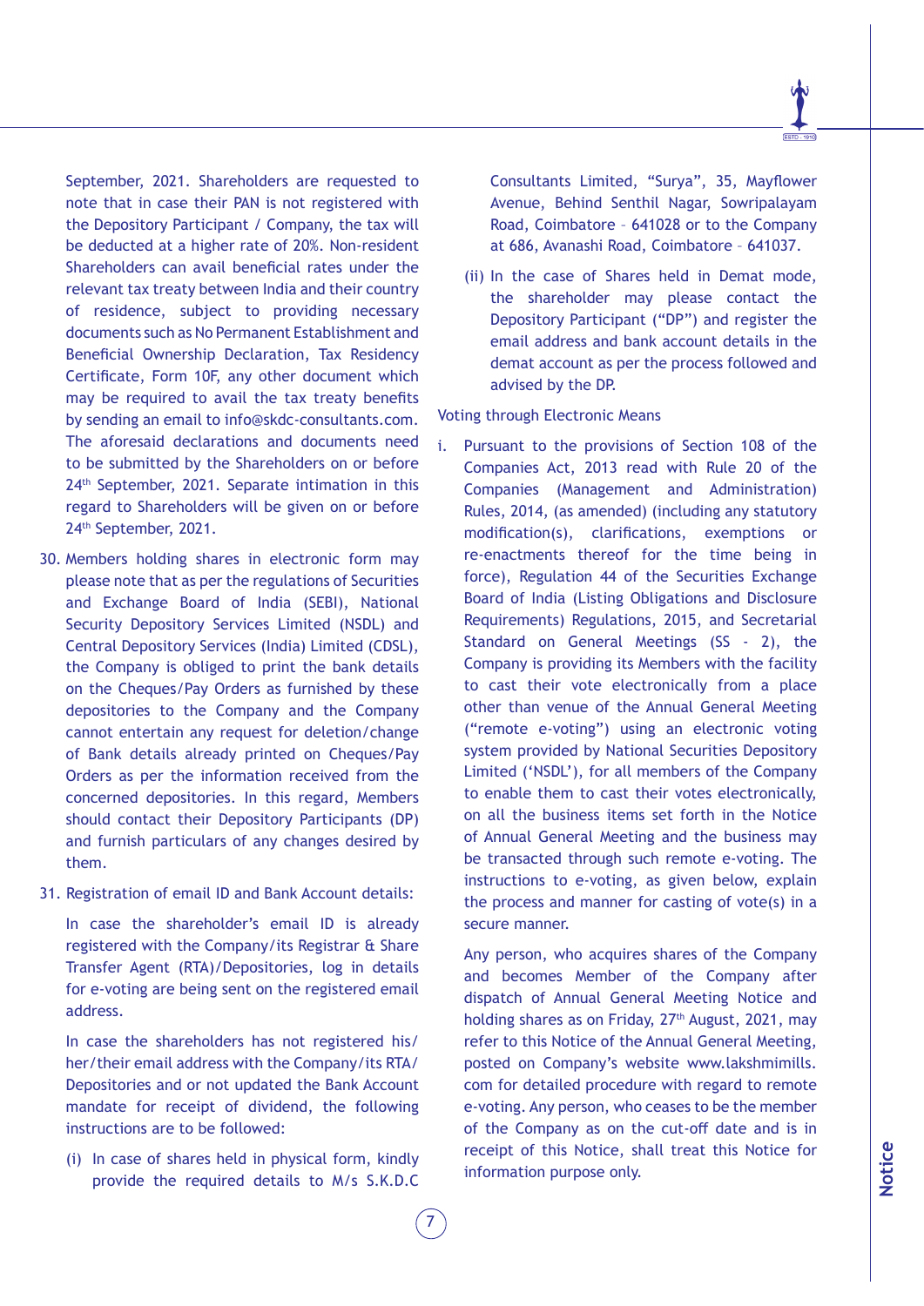September, 2021. Shareholders are requested to note that in case their PAN is not registered with the Depository Participant / Company, the tax will be deducted at a higher rate of 20%. Non-resident Shareholders can avail beneficial rates under the relevant tax treaty between India and their country of residence, subject to providing necessary documents such as No Permanent Establishment and Beneficial Ownership Declaration, Tax Residency Certificate, Form 10F, any other document which may be required to avail the tax treaty benefits by sending an email to info@skdc-consultants.com. The aforesaid declarations and documents need to be submitted by the Shareholders on or before 24th September, 2021. Separate intimation in this regard to Shareholders will be given on or before 24th September, 2021.

30. Members holding shares in electronic form may please note that as per the regulations of Securities and Exchange Board of India (SEBI), National Security Depository Services Limited (NSDL) and Central Depository Services (India) Limited (CDSL), the Company is obliged to print the bank details on the Cheques/Pay Orders as furnished by these depositories to the Company and the Company cannot entertain any request for deletion/change of Bank details already printed on Cheques/Pay Orders as per the information received from the concerned depositories. In this regard, Members should contact their Depository Participants (DP) and furnish particulars of any changes desired by them.

31. Registration of email ID and Bank Account details:

    In case the shareholder's email ID is already registered with the Company/its Registrar & Share Transfer Agent (RTA)/Depositories, log in details for e-voting are being sent on the registered email address.

    In case the shareholders has not registered his/her/their email address with the Company/its RTA/Depositories and or not updated the Bank Account mandate for receipt of dividend, the following instructions are to be followed:

    (i) In case of shares held in physical form, kindly provide the required details to M/s S.K.D.C Consultants Limited, "Surya", 35, Mayflower Avenue, Behind Senthil Nagar, Sowripalayam Road, Coimbatore - 641028 or to the Company at 686, Avanashi Road, Coimbatore - 641037.

    (ii) In the case of Shares held in Demat mode, the shareholder may please contact the Depository Participant ("DP") and register the email address and bank account details in the demat account as per the process followed and advised by the DP.

Voting through Electronic Means

i. Pursuant to the provisions of Section 108 of the Companies Act, 2013 read with Rule 20 of the Companies (Management and Administration) Rules, 2014, (as amended) (including any statutory modification(s), clarifications, exemptions or re-enactments thereof for the time being in force), Regulation 44 of the Securities Exchange Board of India (Listing Obligations and Disclosure Requirements) Regulations, 2015, and Secretarial Standard on General Meetings (SS - 2), the Company is providing its Members with the facility to cast their vote electronically from a place other than venue of the Annual General Meeting ("remote e-voting") using an electronic voting system provided by National Securities Depository Limited ('NSDL'), for all members of the Company to enable them to cast their votes electronically, on all the business items set forth in the Notice of Annual General Meeting and the business may be transacted through such remote e-voting. The instructions to e-voting, as given below, explain the process and manner for casting of vote(s) in a secure manner.

   Any person, who acquires shares of the Company and becomes Member of the Company after dispatch of Annual General Meeting Notice and holding shares as on Friday, 27th August, 2021, may refer to this Notice of the Annual General Meeting, posted on Company's website www.lakshmimills.com for detailed procedure with regard to remote e-voting. Any person, who ceases to be the member of the Company as on the cut-off date and is in receipt of this Notice, shall treat this Notice for information purpose only.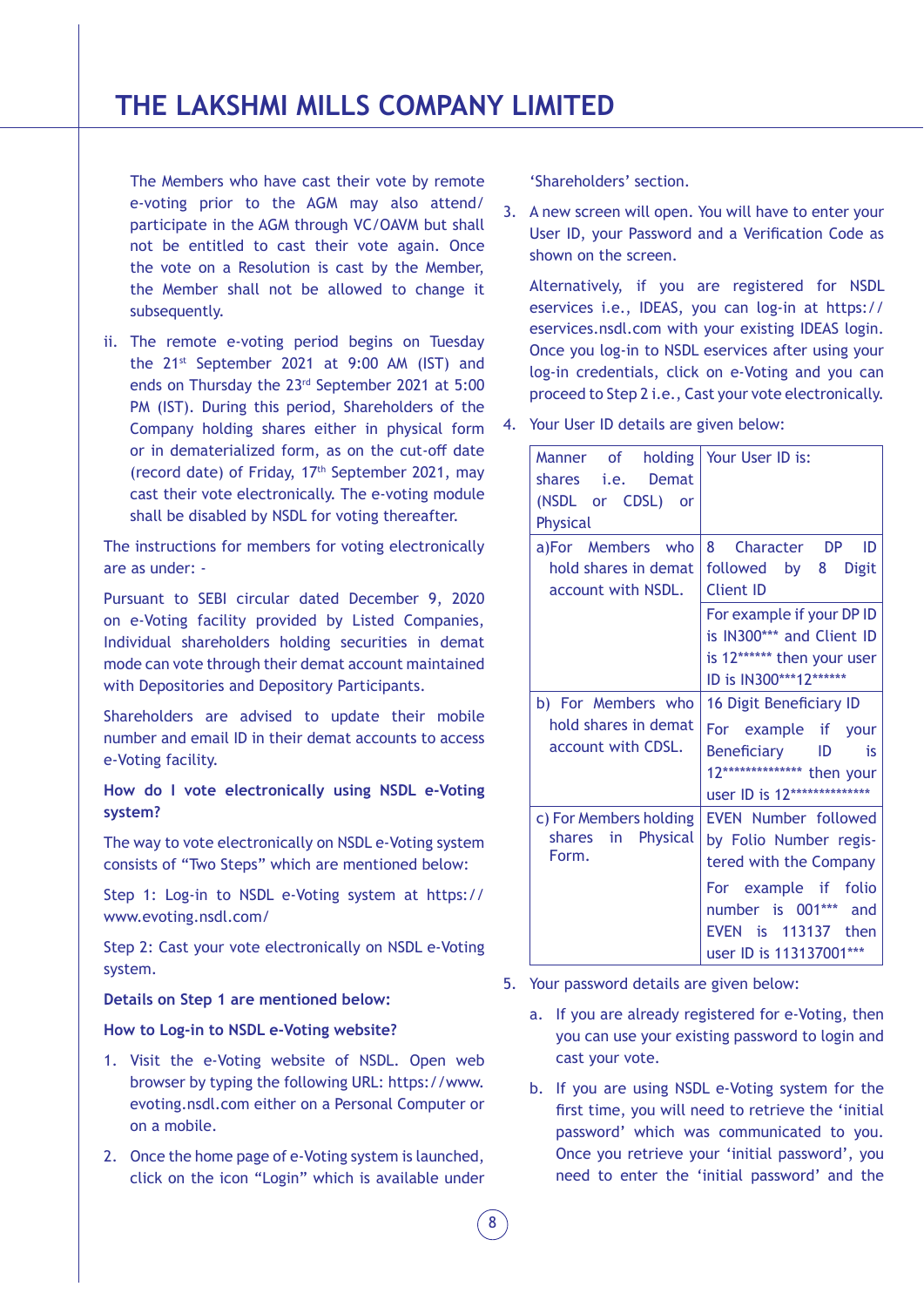The Members who have cast their vote by remote e-voting prior to the AGM may also attend/ participate in the AGM through VC/OAVM but shall not be entitled to cast their vote again. Once the vote on a Resolution is cast by the Member, the Member shall not be allowed to change it subsequently.

ii. The remote e-voting period begins on Tuesday the 21st September 2021 at 9:00 AM (IST) and ends on Thursday the 23rd September 2021 at 5:00 PM (IST). During this period, Shareholders of the Company holding shares either in physical form or in dematerialized form, as on the cut-off date (record date) of Friday, 17th September 2021, may cast their vote electronically. The e-voting module shall be disabled by NSDL for voting thereafter.

The instructions for members for voting electronically are as under: -

Pursuant to SEBI circular dated December 9, 2020 on e-Voting facility provided by Listed Companies, Individual shareholders holding securities in demat mode can vote through their demat account maintained with Depositories and Depository Participants.

Shareholders are advised to update their mobile number and email ID in their demat accounts to access e-Voting facility.

**How do I vote electronically using NSDL e-Voting system?**

The way to vote electronically on NSDL e-Voting system consists of "Two Steps" which are mentioned below:

Step 1: Log-in to NSDL e-Voting system at https://www.evoting.nsdl.com/

Step 2: Cast your vote electronically on NSDL e-Voting system.

**Details on Step 1 are mentioned below:**

**How to Log-in to NSDL e-Voting website?**

1. Visit the e-Voting website of NSDL. Open web browser by typing the following URL: https://www.evoting.nsdl.com either on a Personal Computer or on a mobile.

2. Once the home page of e-Voting system is launched, click on the icon "Login" which is available under 'Shareholders' section.

3. A new screen will open. You will have to enter your User ID, your Password and a Verification Code as shown on the screen.

   Alternatively, if you are registered for NSDL eservices i.e., IDEAS, you can log-in at https://eservices.nsdl.com with your existing IDEAS login. Once you log-in to NSDL eservices after using your log-in credentials, click on e-Voting and you can proceed to Step 2 i.e., Cast your vote electronically.

4. Your User ID details are given below:

| Manner of holding shares i.e. Demat (NSDL or CDSL) or Physical | Your User ID is: |
|---|---|
| a) For Members who hold shares in demat account with NSDL. | 8 Character DP ID followed by 8 Digit Client ID |
| | For example if your DP ID is IN300*** and Client ID is 12****** then your user ID is IN300***12****** |
| b) For Members who hold shares in demat account with CDSL. | 16 Digit Beneficiary ID<br>For example if your Beneficiary ID is 12************** then your user ID is 12************** |
| c) For Members holding shares in Physical Form. | EVEN Number followed by Folio Number registered with the Company |
| | For example if folio number is 001*** and EVEN is 113137 then user ID is 113137001*** |

5. Your password details are given below:

   a. If you are already registered for e-Voting, then you can use your existing password to login and cast your vote.

   b. If you are using NSDL e-Voting system for the first time, you will need to retrieve the 'initial password' which was communicated to you. Once you retrieve your 'initial password', you need to enter the 'initial password' and the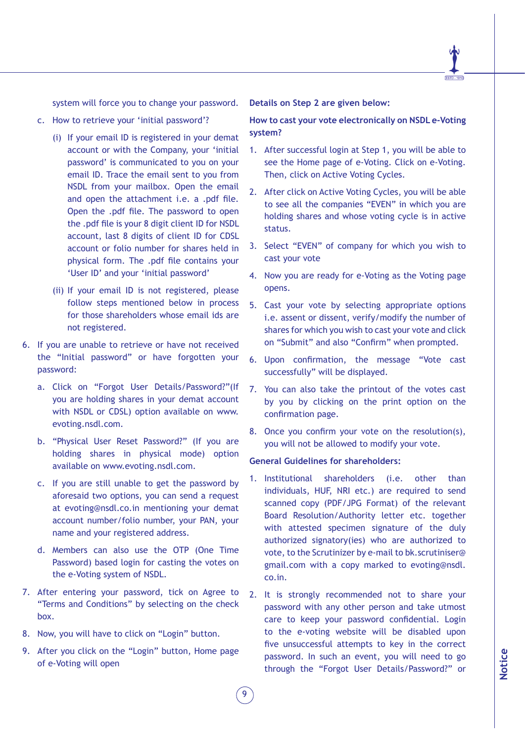system will force you to change your password.

c. How to retrieve your 'initial password'?

(i) If your email ID is registered in your demat account or with the Company, your 'initial password' is communicated to you on your email ID. Trace the email sent to you from NSDL from your mailbox. Open the email and open the attachment i.e. a .pdf file. Open the .pdf file. The password to open the .pdf file is your 8 digit client ID for NSDL account, last 8 digits of client ID for CDSL account or folio number for shares held in physical form. The .pdf file contains your 'User ID' and your 'initial password'

(ii) If your email ID is not registered, please follow steps mentioned below in process for those shareholders whose email ids are not registered.

6. If you are unable to retrieve or have not received the "Initial password" or have forgotten your password:

a. Click on "Forgot User Details/Password?"(If you are holding shares in your demat account with NSDL or CDSL) option available on www.evoting.nsdl.com.

b. "Physical User Reset Password?" (If you are holding shares in physical mode) option available on www.evoting.nsdl.com.

c. If you are still unable to get the password by aforesaid two options, you can send a request at evoting@nsdl.co.in mentioning your demat account number/folio number, your PAN, your name and your registered address.

d. Members can also use the OTP (One Time Password) based login for casting the votes on the e-Voting system of NSDL.

7. After entering your password, tick on Agree to "Terms and Conditions" by selecting on the check box.

8. Now, you will have to click on "Login" button.

9. After you click on the "Login" button, Home page of e-Voting will open

**Details on Step 2 are given below:**

**How to cast your vote electronically on NSDL e-Voting system?**

1. After successful login at Step 1, you will be able to see the Home page of e-Voting. Click on e-Voting. Then, click on Active Voting Cycles.

2. After click on Active Voting Cycles, you will be able to see all the companies "EVEN" in which you are holding shares and whose voting cycle is in active status.

3. Select "EVEN" of company for which you wish to cast your vote

4. Now you are ready for e-Voting as the Voting page opens.

5. Cast your vote by selecting appropriate options i.e. assent or dissent, verify/modify the number of shares for which you wish to cast your vote and click on "Submit" and also "Confirm" when prompted.

6. Upon confirmation, the message "Vote cast successfully" will be displayed.

7. You can also take the printout of the votes cast by you by clicking on the print option on the confirmation page.

8. Once you confirm your vote on the resolution(s), you will not be allowed to modify your vote.

**General Guidelines for shareholders:**

1. Institutional shareholders (i.e. other than individuals, HUF, NRI etc.) are required to send scanned copy (PDF/JPG Format) of the relevant Board Resolution/Authority letter etc. together with attested specimen signature of the duly authorized signatory(ies) who are authorized to vote, to the Scrutinizer by e-mail to bk.scrutiniser@gmail.com with a copy marked to evoting@nsdl.co.in.

2. It is strongly recommended not to share your password with any other person and take utmost care to keep your password confidential. Login to the e-voting website will be disabled upon five unsuccessful attempts to key in the correct password. In such an event, you will need to go through the "Forgot User Details/Password?" or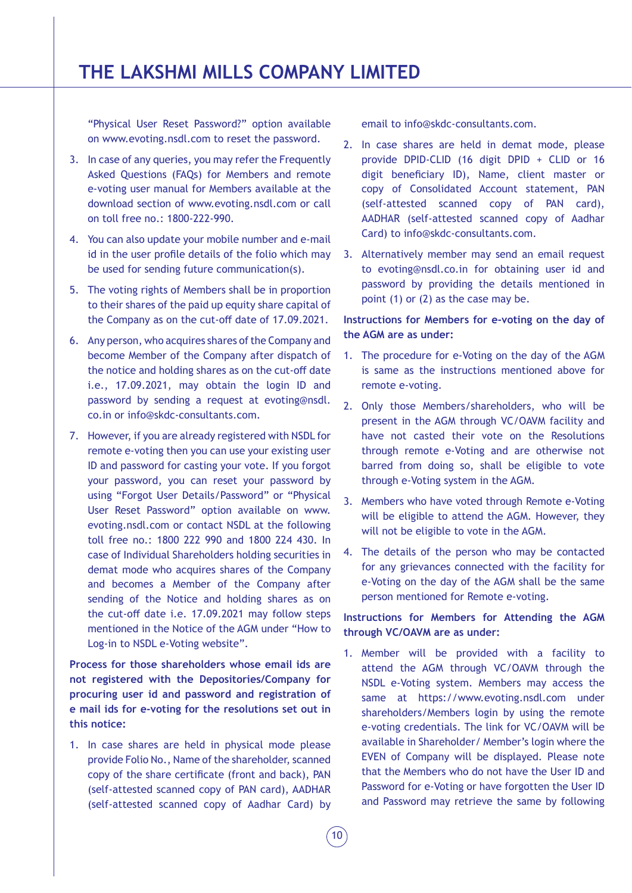"Physical User Reset Password?" option available on www.evoting.nsdl.com to reset the password.

3. In case of any queries, you may refer the Frequently Asked Questions (FAQs) for Members and remote e-voting user manual for Members available at the download section of www.evoting.nsdl.com or call on toll free no.: 1800-222-990.

4. You can also update your mobile number and e-mail id in the user profile details of the folio which may be used for sending future communication(s).

5. The voting rights of Members shall be in proportion to their shares of the paid up equity share capital of the Company as on the cut-off date of 17.09.2021.

6. Any person, who acquires shares of the Company and become Member of the Company after dispatch of the notice and holding shares as on the cut-off date i.e., 17.09.2021, may obtain the login ID and password by sending a request at evoting@nsdl.co.in or info@skdc-consultants.com.

7. However, if you are already registered with NSDL for remote e-voting then you can use your existing user ID and password for casting your vote. If you forgot your password, you can reset your password by using "Forgot User Details/Password" or "Physical User Reset Password" option available on www.evoting.nsdl.com or contact NSDL at the following toll free no.: 1800 222 990 and 1800 224 430. In case of Individual Shareholders holding securities in demat mode who acquires shares of the Company and becomes a Member of the Company after sending of the Notice and holding shares as on the cut-off date i.e. 17.09.2021 may follow steps mentioned in the Notice of the AGM under "How to Log-in to NSDL e-Voting website".

**Process for those shareholders whose email ids are not registered with the Depositories/Company for procuring user id and password and registration of e mail ids for e-voting for the resolutions set out in this notice:**

1. In case shares are held in physical mode please provide Folio No., Name of the shareholder, scanned copy of the share certificate (front and back), PAN (self-attested scanned copy of PAN card), AADHAR (self-attested scanned copy of Aadhar Card) by email to info@skdc-consultants.com.

2. In case shares are held in demat mode, please provide DPID-CLID (16 digit DPID + CLID or 16 digit beneficiary ID), Name, client master or copy of Consolidated Account statement, PAN (self-attested scanned copy of PAN card), AADHAR (self-attested scanned copy of Aadhar Card) to info@skdc-consultants.com.

3. Alternatively member may send an email request to evoting@nsdl.co.in for obtaining user id and password by providing the details mentioned in point (1) or (2) as the case may be.

**Instructions for Members for e-voting on the day of the AGM are as under:**

1. The procedure for e-Voting on the day of the AGM is same as the instructions mentioned above for remote e-voting.

2. Only those Members/shareholders, who will be present in the AGM through VC/OAVM facility and have not casted their vote on the Resolutions through remote e-Voting and are otherwise not barred from doing so, shall be eligible to vote through e-Voting system in the AGM.

3. Members who have voted through Remote e-Voting will be eligible to attend the AGM. However, they will not be eligible to vote in the AGM.

4. The details of the person who may be contacted for any grievances connected with the facility for e-Voting on the day of the AGM shall be the same person mentioned for Remote e-voting.

**Instructions for Members for Attending the AGM through VC/OAVM are as under:**

1. Member will be provided with a facility to attend the AGM through VC/OAVM through the NSDL e-Voting system. Members may access the same at https://www.evoting.nsdl.com under shareholders/Members login by using the remote e-voting credentials. The link for VC/OAVM will be available in Shareholder/ Member's login where the EVEN of Company will be displayed. Please note that the Members who do not have the User ID and Password for e-Voting or have forgotten the User ID and Password may retrieve the same by following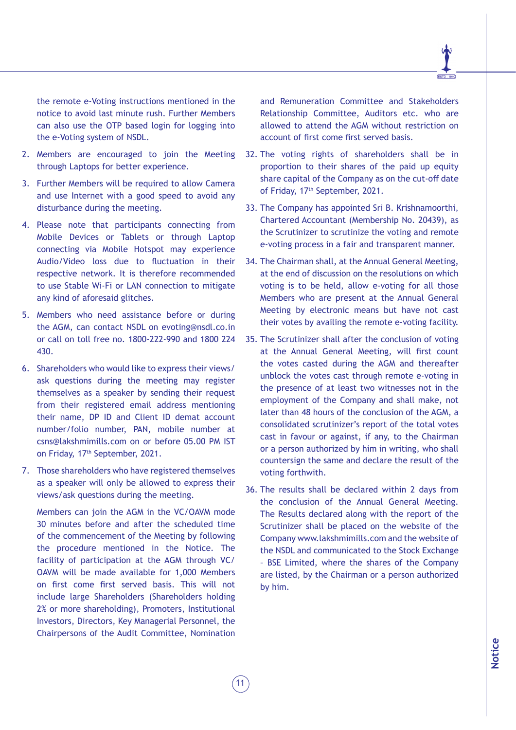the remote e-Voting instructions mentioned in the notice to avoid last minute rush. Further Members can also use the OTP based login for logging into the e-Voting system of NSDL.

2. Members are encouraged to join the Meeting through Laptops for better experience.

3. Further Members will be required to allow Camera and use Internet with a good speed to avoid any disturbance during the meeting.

4. Please note that participants connecting from Mobile Devices or Tablets or through Laptop connecting via Mobile Hotspot may experience Audio/Video loss due to fluctuation in their respective network. It is therefore recommended to use Stable Wi-Fi or LAN connection to mitigate any kind of aforesaid glitches.

5. Members who need assistance before or during the AGM, can contact NSDL on evoting@nsdl.co.in or call on toll free no. 1800-222-990 and 1800 224 430.

6. Shareholders who would like to express their views/ ask questions during the meeting may register themselves as a speaker by sending their request from their registered email address mentioning their name, DP ID and Client ID demat account number/folio number, PAN, mobile number at csns@lakshmimills.com on or before 05.00 PM IST on Friday, 17th September, 2021.

7. Those shareholders who have registered themselves as a speaker will only be allowed to express their views/ask questions during the meeting.

   Members can join the AGM in the VC/OAVM mode 30 minutes before and after the scheduled time of the commencement of the Meeting by following the procedure mentioned in the Notice. The facility of participation at the AGM through VC/ OAVM will be made available for 1,000 Members on first come first served basis. This will not include large Shareholders (Shareholders holding 2% or more shareholding), Promoters, Institutional Investors, Directors, Key Managerial Personnel, the Chairpersons of the Audit Committee, Nomination and Remuneration Committee and Stakeholders Relationship Committee, Auditors etc. who are allowed to attend the AGM without restriction on account of first come first served basis.

32. The voting rights of shareholders shall be in proportion to their shares of the paid up equity share capital of the Company as on the cut-off date of Friday, 17th September, 2021.

33. The Company has appointed Sri B. Krishnamoorthi, Chartered Accountant (Membership No. 20439), as the Scrutinizer to scrutinize the voting and remote e-voting process in a fair and transparent manner.

34. The Chairman shall, at the Annual General Meeting, at the end of discussion on the resolutions on which voting is to be held, allow e-voting for all those Members who are present at the Annual General Meeting by electronic means but have not cast their votes by availing the remote e-voting facility.

35. The Scrutinizer shall after the conclusion of voting at the Annual General Meeting, will first count the votes casted during the AGM and thereafter unblock the votes cast through remote e-voting in the presence of at least two witnesses not in the employment of the Company and shall make, not later than 48 hours of the conclusion of the AGM, a consolidated scrutinizer's report of the total votes cast in favour or against, if any, to the Chairman or a person authorized by him in writing, who shall countersign the same and declare the result of the voting forthwith.

36. The results shall be declared within 2 days from the conclusion of the Annual General Meeting. The Results declared along with the report of the Scrutinizer shall be placed on the website of the Company www.lakshmimills.com and the website of the NSDL and communicated to the Stock Exchange – BSE Limited, where the shares of the Company are listed, by the Chairman or a person authorized by him.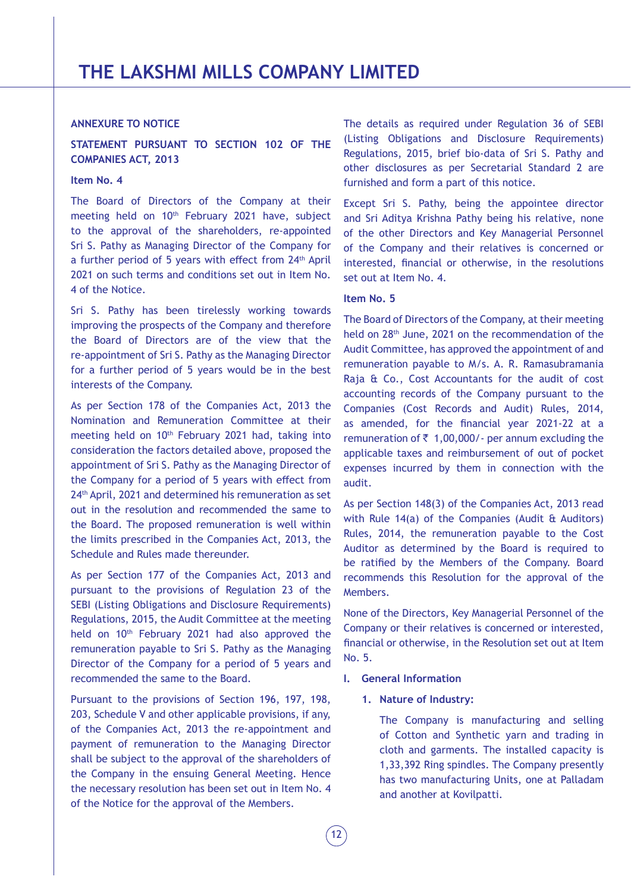## ANNEXURE TO NOTICE

### STATEMENT PURSUANT TO SECTION 102 OF THE COMPANIES ACT, 2013

**Item No. 4**

The Board of Directors of the Company at their meeting held on 10th February 2021 have, subject to the approval of the shareholders, re-appointed Sri S. Pathy as Managing Director of the Company for a further period of 5 years with effect from 24th April 2021 on such terms and conditions set out in Item No. 4 of the Notice.

Sri S. Pathy has been tirelessly working towards improving the prospects of the Company and therefore the Board of Directors are of the view that the re-appointment of Sri S. Pathy as the Managing Director for a further period of 5 years would be in the best interests of the Company.

As per Section 178 of the Companies Act, 2013 the Nomination and Remuneration Committee at their meeting held on 10th February 2021 had, taking into consideration the factors detailed above, proposed the appointment of Sri S. Pathy as the Managing Director of the Company for a period of 5 years with effect from 24th April, 2021 and determined his remuneration as set out in the resolution and recommended the same to the Board. The proposed remuneration is well within the limits prescribed in the Companies Act, 2013, the Schedule and Rules made thereunder.

As per Section 177 of the Companies Act, 2013 and pursuant to the provisions of Regulation 23 of the SEBI (Listing Obligations and Disclosure Requirements) Regulations, 2015, the Audit Committee at the meeting held on 10th February 2021 had also approved the remuneration payable to Sri S. Pathy as the Managing Director of the Company for a period of 5 years and recommended the same to the Board.

Pursuant to the provisions of Section 196, 197, 198, 203, Schedule V and other applicable provisions, if any, of the Companies Act, 2013 the re-appointment and payment of remuneration to the Managing Director shall be subject to the approval of the shareholders of the Company in the ensuing General Meeting. Hence the necessary resolution has been set out in Item No. 4 of the Notice for the approval of the Members.

The details as required under Regulation 36 of SEBI (Listing Obligations and Disclosure Requirements) Regulations, 2015, brief bio-data of Sri S. Pathy and other disclosures as per Secretarial Standard 2 are furnished and form a part of this notice.

Except Sri S. Pathy, being the appointee director and Sri Aditya Krishna Pathy being his relative, none of the other Directors and Key Managerial Personnel of the Company and their relatives is concerned or interested, financial or otherwise, in the resolutions set out at Item No. 4.

**Item No. 5**

The Board of Directors of the Company, at their meeting held on 28th June, 2021 on the recommendation of the Audit Committee, has approved the appointment of and remuneration payable to M/s. A. R. Ramasubramania Raja & Co., Cost Accountants for the audit of cost accounting records of the Company pursuant to the Companies (Cost Records and Audit) Rules, 2014, as amended, for the financial year 2021-22 at a remuneration of ₹ 1,00,000/- per annum excluding the applicable taxes and reimbursement of out of pocket expenses incurred by them in connection with the audit.

As per Section 148(3) of the Companies Act, 2013 read with Rule 14(a) of the Companies (Audit & Auditors) Rules, 2014, the remuneration payable to the Cost Auditor as determined by the Board is required to be ratified by the Members of the Company. Board recommends this Resolution for the approval of the Members.

None of the Directors, Key Managerial Personnel of the Company or their relatives is concerned or interested, financial or otherwise, in the Resolution set out at Item No. 5.

**I. General Information**

1. **Nature of Industry:**

   The Company is manufacturing and selling of Cotton and Synthetic yarn and trading in cloth and garments. The installed capacity is 1,33,392 Ring spindles. The Company presently has two manufacturing Units, one at Palladam and another at Kovilpatti.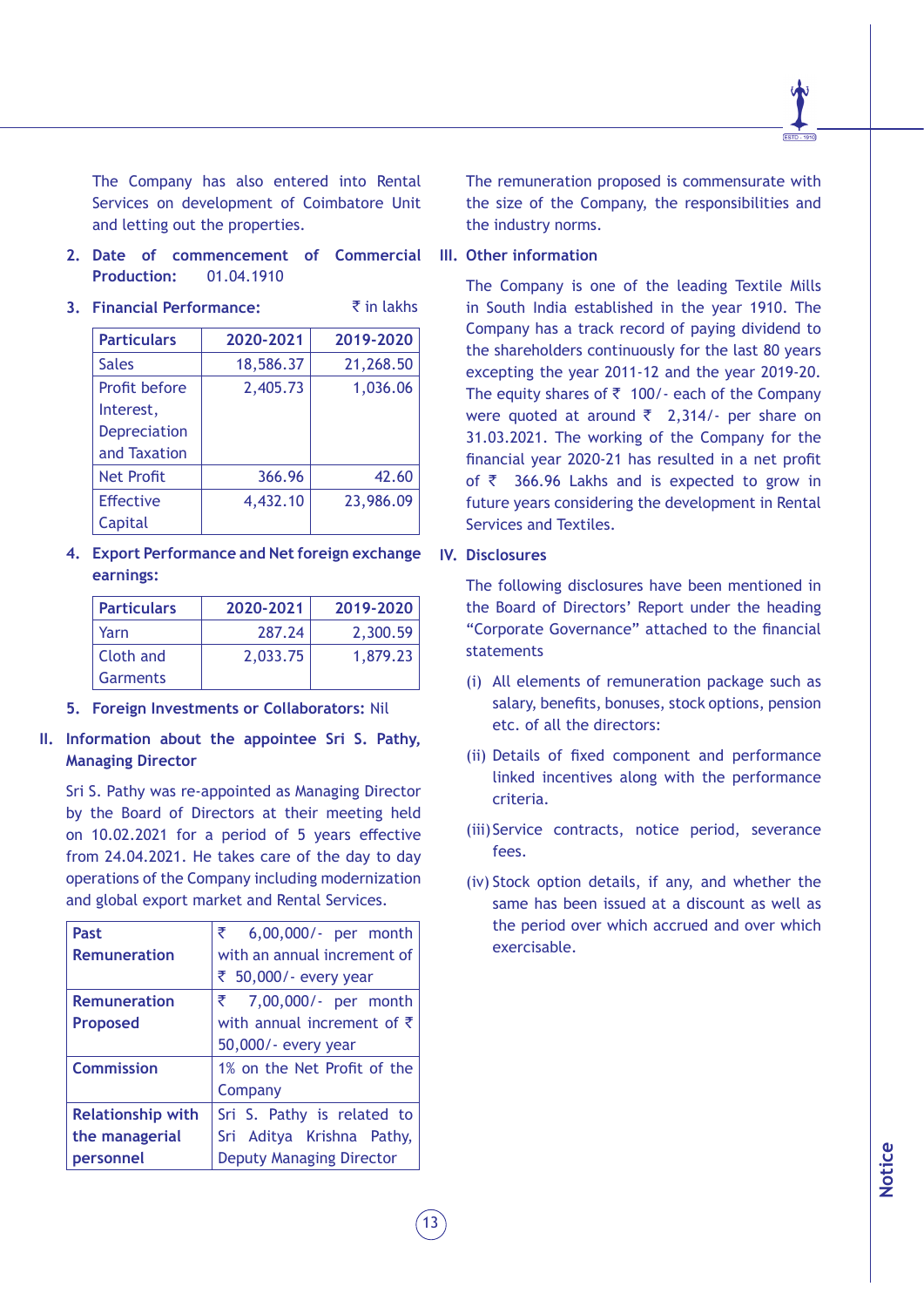The Company has also entered into Rental Services on development of Coimbatore Unit and letting out the properties.

2. **Date of commencement of Commercial Production:** 01.04.1910

3. **Financial Performance:** ₹ in lakhs

| Particulars | 2020-2021 | 2019-2020 |
|---|---|---|
| Sales | 18,586.37 | 21,268.50 |
| Profit before Interest, Depreciation and Taxation | 2,405.73 | 1,036.06 |
| Net Profit | 366.96 | 42.60 |
| Effective Capital | 4,432.10 | 23,986.09 |

4. **Export Performance and Net foreign exchange earnings:**

| Particulars | 2020-2021 | 2019-2020 |
|---|---|---|
| Yarn | 287.24 | 2,300.59 |
| Cloth and Garments | 2,033.75 | 1,879.23 |

5. **Foreign Investments or Collaborators:** Nil

## II. Information about the appointee Sri S. Pathy, Managing Director

Sri S. Pathy was re-appointed as Managing Director by the Board of Directors at their meeting held on 10.02.2021 for a period of 5 years effective from 24.04.2021. He takes care of the day to day operations of the Company including modernization and global export market and Rental Services.

| | |
|---|---|
| **Past Remuneration** | ₹ 6,00,000/- per month with an annual increment of ₹ 50,000/- every year |
| **Remuneration Proposed** | ₹ 7,00,000/- per month with annual increment of ₹ 50,000/- every year |
| **Commission** | 1% on the Net Profit of the Company |
| **Relationship with the managerial personnel** | Sri S. Pathy is related to Sri Aditya Krishna Pathy, Deputy Managing Director |

The remuneration proposed is commensurate with the size of the Company, the responsibilities and the industry norms.

## III. Other information

The Company is one of the leading Textile Mills in South India established in the year 1910. The Company has a track record of paying dividend to the shareholders continuously for the last 80 years excepting the year 2011-12 and the year 2019-20. The equity shares of ₹ 100/- each of the Company were quoted at around ₹ 2,314/- per share on 31.03.2021. The working of the Company for the financial year 2020-21 has resulted in a net profit of ₹ 366.96 Lakhs and is expected to grow in future years considering the development in Rental Services and Textiles.

## IV. Disclosures

The following disclosures have been mentioned in the Board of Directors' Report under the heading "Corporate Governance" attached to the financial statements

(i) All elements of remuneration package such as salary, benefits, bonuses, stock options, pension etc. of all the directors:

(ii) Details of fixed component and performance linked incentives along with the performance criteria.

(iii) Service contracts, notice period, severance fees.

(iv) Stock option details, if any, and whether the same has been issued at a discount as well as the period over which accrued and over which exercisable.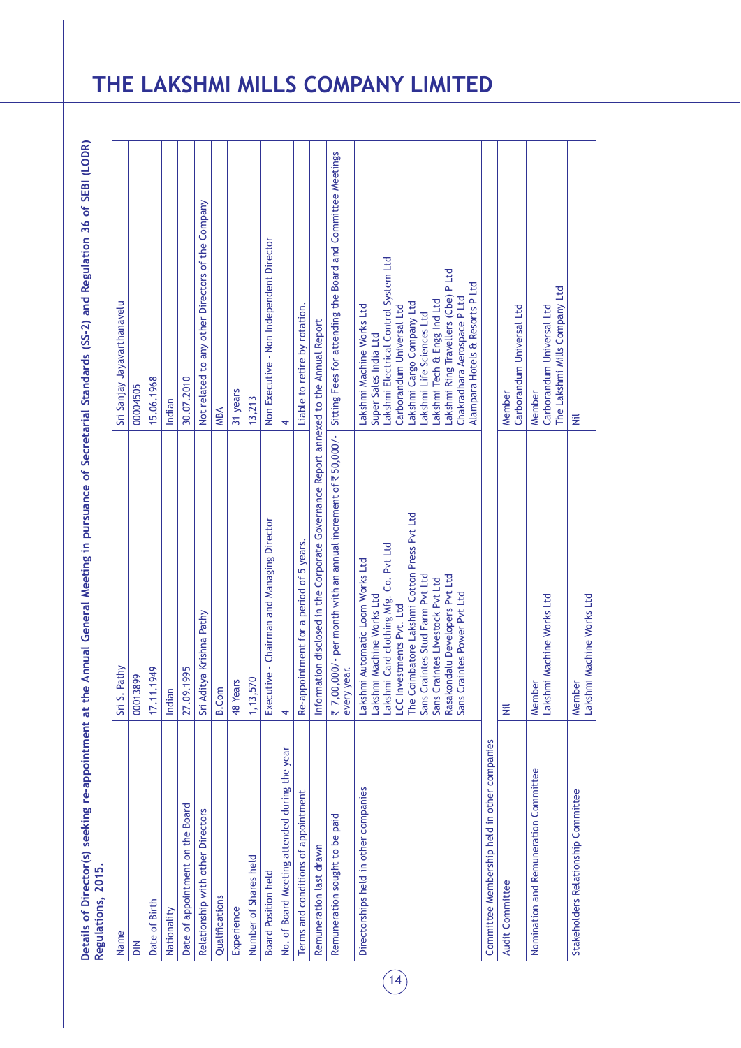## Details of Director(s) seeking re-appointment at the Annual General Meeting in pursuance of Secretarial Standards (SS-2) and Regulation 36 of SEBI (LODR) Regulations, 2015.

| | | |
|---|---|---|
| Name | Sri S. Pathy | Sri Sanjay Jayavarthanavelu |
| DIN | 00013899 | 00004505 |
| Date of Birth | 17.11.1949 | 15.06.1968 |
| Nationality | Indian | Indian |
| Date of appointment on the Board | 27.09.1995 | 30.07.2010 |
| Relationship with other Directors | Sri Aditya Krishna Pathy | Not related to any other Directors of the Company |
| Qualifications | B.Com | MBA |
| Experience | 48 Years | 31 years |
| Number of Shares held | 1,13,570 | 13,213 |
| Board Position held | Executive - Chairman and Managing Director | Non Executive - Non Independent Director |
| No. of Board Meeting attended during the year | 4 | 4 |
| Terms and conditions of appointment | Re-appointment for a period of 5 years. | Liable to retire by rotation. |
| Remuneration last drawn | Information disclosed in the Corporate Governance Report annexed to the Annual Report | |
| Remuneration sought to be paid | ₹ 7,00,000/- per month with an annual increment of ₹ 50,000/- every year. | Sitting Fees for attending the Board and Committee Meetings |
| Directorships held in other companies | Lakshmi Automatic Loom Works Ltd<br>Lakshmi Machine Works Ltd<br>Lakshmi Card clothing Mfg. Co. Pvt Ltd<br>LCC Investments Pvt. Ltd<br>The Coimbatore Lakshmi Cotton Press Pvt Ltd<br>Sans Craintes Stud Farm Pvt Ltd<br>Sans Craintes Livestock Pvt Ltd<br>Rasakondalu Developers Pvt Ltd<br>Sans Craintes Power Pvt Ltd | Lakshmi Machine Works Ltd<br>Super Sales India Ltd<br>Lakshmi Electrical Control System Ltd<br>Carborandum Universal Ltd<br>Lakshmi Cargo Company Ltd<br>Lakshmi Life Sciences Ltd<br>Lakshmi Tech & Engg Ind Ltd<br>Lakshmi Ring Travellers (Cbe) P Ltd<br>Chakradhara Aerospace P Ltd<br>Alampara Hotels & Resorts P Ltd |
| Committee Membership held in other companies | | |
| Audit Committee | Nil | Member<br>Carborandum Universal Ltd |
| Nomination and Remuneration Committee | Member<br>Lakshmi Machine Works Ltd | Member<br>Carborandum Universal Ltd<br>The Lakshmi Mills Company Ltd |
| Stakeholders Relationship Committee | Member<br>Lakshmi Machine Works Ltd | Nil |